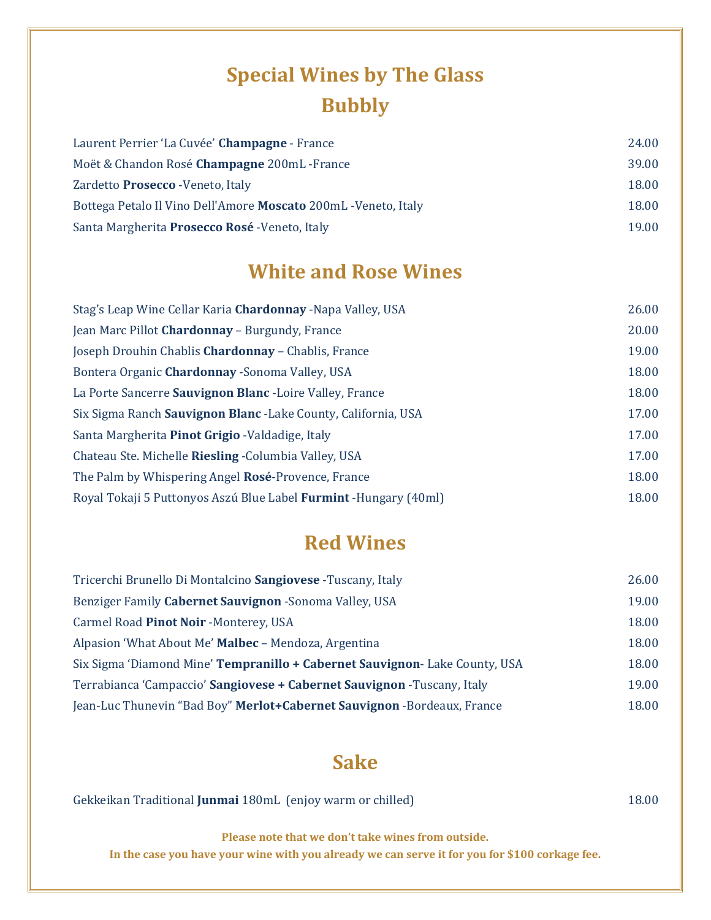# Special Wines by The Glass

## Bubbly

| | |
|---|---|
| Laurent Perrier 'La Cuvée' **Champagne** - France | 24.00 |
| Moët & Chandon Rosé **Champagne** 200mL -France | 39.00 |
| Zardetto **Prosecco** -Veneto, Italy | 18.00 |
| Bottega Petalo Il Vino Dell'Amore **Moscato** 200mL -Veneto, Italy | 18.00 |
| Santa Margherita **Prosecco Rosé** -Veneto, Italy | 19.00 |

## White and Rose Wines

| | |
|---|---|
| Stag's Leap Wine Cellar Karia **Chardonnay** -Napa Valley, USA | 26.00 |
| Jean Marc Pillot **Chardonnay** – Burgundy, France | 20.00 |
| Joseph Drouhin Chablis **Chardonnay** – Chablis, France | 19.00 |
| Bontera Organic **Chardonnay** -Sonoma Valley, USA | 18.00 |
| La Porte Sancerre **Sauvignon Blanc** -Loire Valley, France | 18.00 |
| Six Sigma Ranch **Sauvignon Blanc** -Lake County, California, USA | 17.00 |
| Santa Margherita **Pinot Grigio** -Valdadige, Italy | 17.00 |
| Chateau Ste. Michelle **Riesling** -Columbia Valley, USA | 17.00 |
| The Palm by Whispering Angel **Rosé**-Provence, France | 18.00 |
| Royal Tokaji 5 Puttonyos Aszú Blue Label **Furmint** -Hungary (40ml) | 18.00 |

## Red Wines

| | |
|---|---|
| Tricerchi Brunello Di Montalcino **Sangiovese** -Tuscany, Italy | 26.00 |
| Benziger Family **Cabernet Sauvignon** -Sonoma Valley, USA | 19.00 |
| Carmel Road **Pinot Noir** -Monterey, USA | 18.00 |
| Alpasion 'What About Me' **Malbec** – Mendoza, Argentina | 18.00 |
| Six Sigma 'Diamond Mine' **Tempranillo + Cabernet Sauvignon**- Lake County, USA | 18.00 |
| Terrabianca 'Campaccio' **Sangiovese + Cabernet Sauvignon** -Tuscany, Italy | 19.00 |
| Jean-Luc Thunevin "Bad Boy" **Merlot+Cabernet Sauvignon** -Bordeaux, France | 18.00 |

## Sake

| | |
|---|---|
| Gekkeikan Traditional **Junmai** 180mL (enjoy warm or chilled) | 18.00 |

**Please note that we don't take wines from outside.**
**In the case you have your wine with you already we can serve it for you for $100 corkage fee.**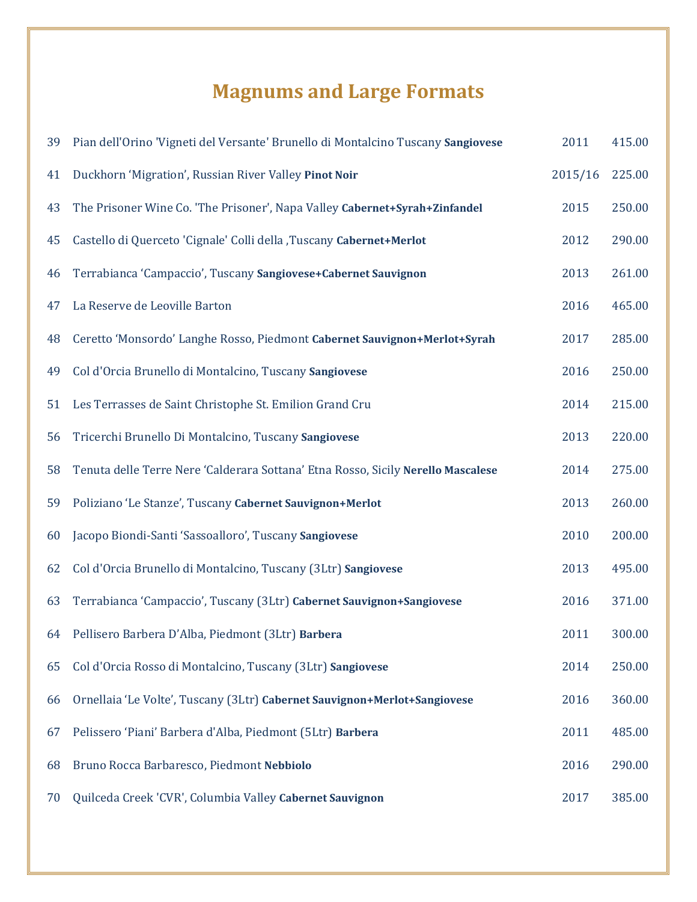# Magnums and Large Formats

| | | | |
|---|---|---|---|
| 39 | Pian dell'Orino 'Vigneti del Versante' Brunello di Montalcino Tuscany **Sangiovese** | 2011 | 415.00 |
| 41 | Duckhorn 'Migration', Russian River Valley **Pinot Noir** | 2015/16 | 225.00 |
| 43 | The Prisoner Wine Co. 'The Prisoner', Napa Valley **Cabernet+Syrah+Zinfandel** | 2015 | 250.00 |
| 45 | Castello di Querceto 'Cignale' Colli della ,Tuscany **Cabernet+Merlot** | 2012 | 290.00 |
| 46 | Terrabianca 'Campaccio', Tuscany **Sangiovese+Cabernet Sauvignon** | 2013 | 261.00 |
| 47 | La Reserve de Leoville Barton | 2016 | 465.00 |
| 48 | Ceretto 'Monsordo' Langhe Rosso, Piedmont **Cabernet Sauvignon+Merlot+Syrah** | 2017 | 285.00 |
| 49 | Col d'Orcia Brunello di Montalcino, Tuscany **Sangiovese** | 2016 | 250.00 |
| 51 | Les Terrasses de Saint Christophe St. Emilion Grand Cru | 2014 | 215.00 |
| 56 | Tricerchi Brunello Di Montalcino, Tuscany **Sangiovese** | 2013 | 220.00 |
| 58 | Tenuta delle Terre Nere 'Calderara Sottana' Etna Rosso, Sicily **Nerello Mascalese** | 2014 | 275.00 |
| 59 | Poliziano 'Le Stanze', Tuscany **Cabernet Sauvignon+Merlot** | 2013 | 260.00 |
| 60 | Jacopo Biondi-Santi 'Sassoalloro', Tuscany **Sangiovese** | 2010 | 200.00 |
| 62 | Col d'Orcia Brunello di Montalcino, Tuscany (3Ltr) **Sangiovese** | 2013 | 495.00 |
| 63 | Terrabianca 'Campaccio', Tuscany (3Ltr) **Cabernet Sauvignon+Sangiovese** | 2016 | 371.00 |
| 64 | Pellisero Barbera D'Alba, Piedmont (3Ltr) **Barbera** | 2011 | 300.00 |
| 65 | Col d'Orcia Rosso di Montalcino, Tuscany (3Ltr) **Sangiovese** | 2014 | 250.00 |
| 66 | Ornellaia 'Le Volte', Tuscany (3Ltr) **Cabernet Sauvignon+Merlot+Sangiovese** | 2016 | 360.00 |
| 67 | Pelissero 'Piani' Barbera d'Alba, Piedmont (5Ltr) **Barbera** | 2011 | 485.00 |
| 68 | Bruno Rocca Barbaresco, Piedmont **Nebbiolo** | 2016 | 290.00 |
| 70 | Quilceda Creek 'CVR', Columbia Valley **Cabernet Sauvignon** | 2017 | 385.00 |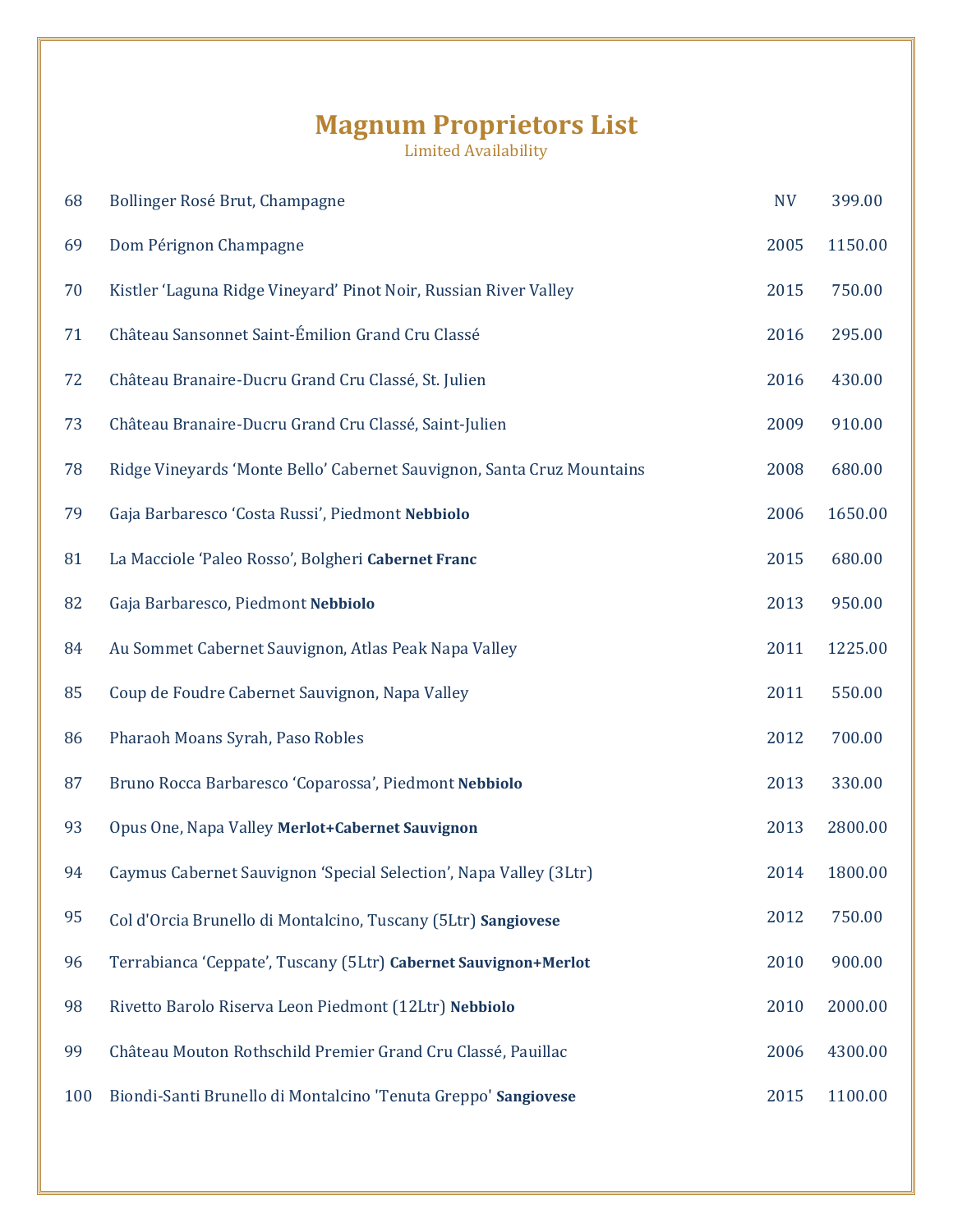# Magnum Proprietors List

Limited Availability

| | | | |
|---|---|---|---|
| 68 | Bollinger Rosé Brut, Champagne | NV | 399.00 |
| 69 | Dom Pérignon Champagne | 2005 | 1150.00 |
| 70 | Kistler 'Laguna Ridge Vineyard' Pinot Noir, Russian River Valley | 2015 | 750.00 |
| 71 | Château Sansonnet Saint-Émilion Grand Cru Classé | 2016 | 295.00 |
| 72 | Château Branaire-Ducru Grand Cru Classé, St. Julien | 2016 | 430.00 |
| 73 | Château Branaire-Ducru Grand Cru Classé, Saint-Julien | 2009 | 910.00 |
| 78 | Ridge Vineyards 'Monte Bello' Cabernet Sauvignon, Santa Cruz Mountains | 2008 | 680.00 |
| 79 | Gaja Barbaresco 'Costa Russi', Piedmont **Nebbiolo** | 2006 | 1650.00 |
| 81 | La Macciole 'Paleo Rosso', Bolgheri **Cabernet Franc** | 2015 | 680.00 |
| 82 | Gaja Barbaresco, Piedmont **Nebbiolo** | 2013 | 950.00 |
| 84 | Au Sommet Cabernet Sauvignon, Atlas Peak Napa Valley | 2011 | 1225.00 |
| 85 | Coup de Foudre Cabernet Sauvignon, Napa Valley | 2011 | 550.00 |
| 86 | Pharaoh Moans Syrah, Paso Robles | 2012 | 700.00 |
| 87 | Bruno Rocca Barbaresco 'Coparossa', Piedmont **Nebbiolo** | 2013 | 330.00 |
| 93 | Opus One, Napa Valley **Merlot+Cabernet Sauvignon** | 2013 | 2800.00 |
| 94 | Caymus Cabernet Sauvignon 'Special Selection', Napa Valley (3Ltr) | 2014 | 1800.00 |
| 95 | Col d'Orcia Brunello di Montalcino, Tuscany (5Ltr) **Sangiovese** | 2012 | 750.00 |
| 96 | Terrabianca 'Ceppate', Tuscany (5Ltr) **Cabernet Sauvignon+Merlot** | 2010 | 900.00 |
| 98 | Rivetto Barolo Riserva Leon Piedmont (12Ltr) **Nebbiolo** | 2010 | 2000.00 |
| 99 | Château Mouton Rothschild Premier Grand Cru Classé, Pauillac | 2006 | 4300.00 |
| 100 | Biondi-Santi Brunello di Montalcino 'Tenuta Greppo' **Sangiovese** | 2015 | 1100.00 |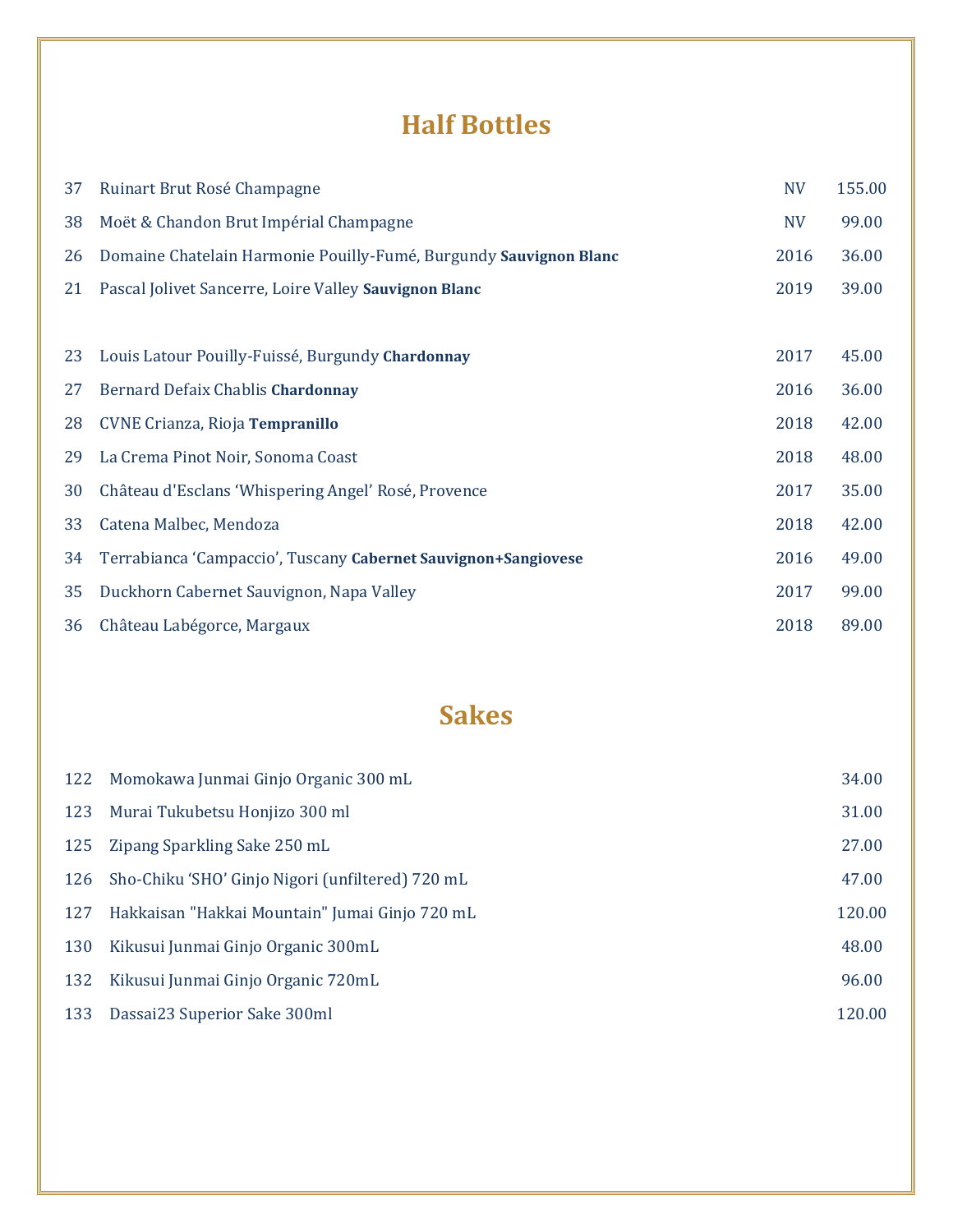## Half Bottles

| | | | |
|---|---|---|---|
| 37 | Ruinart Brut Rosé Champagne | NV | 155.00 |
| 38 | Moët & Chandon Brut Impérial Champagne | NV | 99.00 |
| 26 | Domaine Chatelain Harmonie Pouilly-Fumé, Burgundy **Sauvignon Blanc** | 2016 | 36.00 |
| 21 | Pascal Jolivet Sancerre, Loire Valley **Sauvignon Blanc** | 2019 | 39.00 |
| 23 | Louis Latour Pouilly-Fuissé, Burgundy **Chardonnay** | 2017 | 45.00 |
| 27 | Bernard Defaix Chablis **Chardonnay** | 2016 | 36.00 |
| 28 | CVNE Crianza, Rioja **Tempranillo** | 2018 | 42.00 |
| 29 | La Crema Pinot Noir, Sonoma Coast | 2018 | 48.00 |
| 30 | Château d'Esclans 'Whispering Angel' Rosé, Provence | 2017 | 35.00 |
| 33 | Catena Malbec, Mendoza | 2018 | 42.00 |
| 34 | Terrabianca 'Campaccio', Tuscany **Cabernet Sauvignon+Sangiovese** | 2016 | 49.00 |
| 35 | Duckhorn Cabernet Sauvignon, Napa Valley | 2017 | 99.00 |
| 36 | Château Labégorce, Margaux | 2018 | 89.00 |

## Sakes

| | | |
|---|---|---|
| 122 | Momokawa Junmai Ginjo Organic 300 mL | 34.00 |
| 123 | Murai Tukubetsu Honjizo 300 ml | 31.00 |
| 125 | Zipang Sparkling Sake 250 mL | 27.00 |
| 126 | Sho-Chiku 'SHO' Ginjo Nigori (unfiltered) 720 mL | 47.00 |
| 127 | Hakkaisan "Hakkai Mountain" Jumai Ginjo 720 mL | 120.00 |
| 130 | Kikusui Junmai Ginjo Organic 300mL | 48.00 |
| 132 | Kikusui Junmai Ginjo Organic 720mL | 96.00 |
| 133 | Dassai23 Superior Sake 300ml | 120.00 |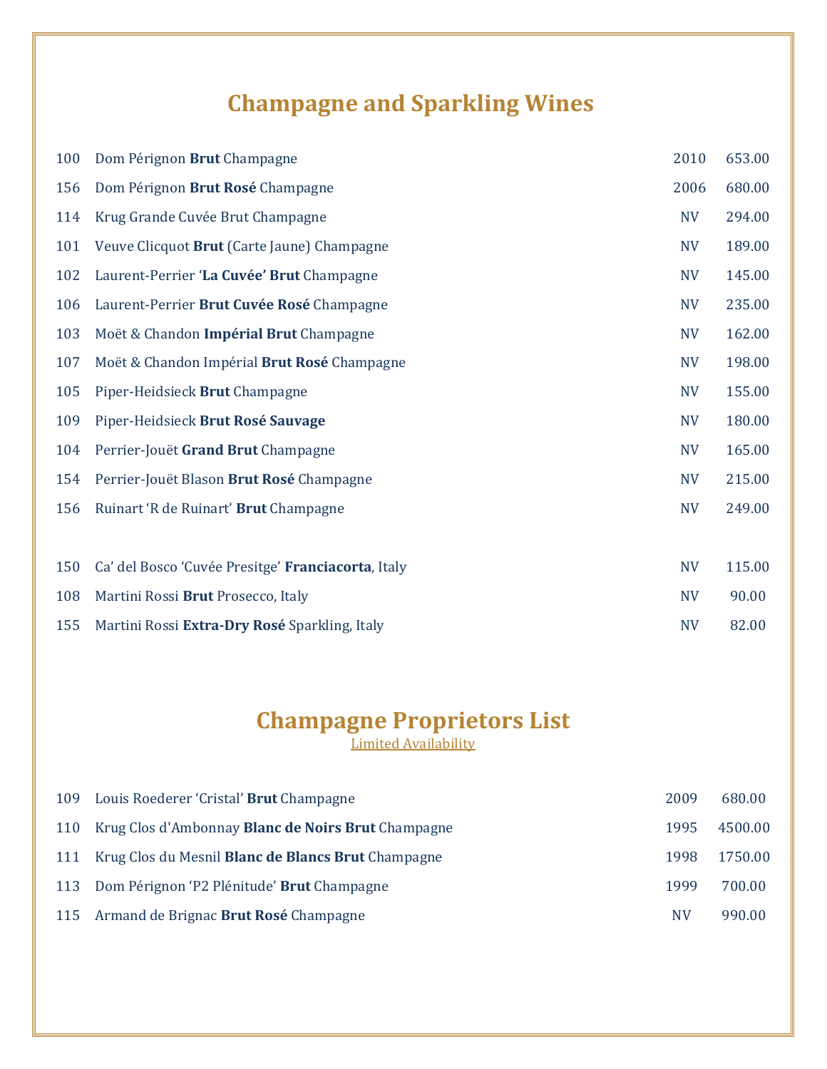# Champagne and Sparkling Wines

| | | | |
|---|---|---|---|
| 100 | Dom Pérignon **Brut** Champagne | 2010 | 653.00 |
| 156 | Dom Pérignon **Brut Rosé** Champagne | 2006 | 680.00 |
| 114 | Krug Grande Cuvée Brut Champagne | NV | 294.00 |
| 101 | Veuve Clicquot **Brut** (Carte Jaune) Champagne | NV | 189.00 |
| 102 | Laurent-Perrier **'La Cuvée' Brut** Champagne | NV | 145.00 |
| 106 | Laurent-Perrier **Brut Cuvée Rosé** Champagne | NV | 235.00 |
| 103 | Moët & Chandon **Impérial Brut** Champagne | NV | 162.00 |
| 107 | Moët & Chandon Impérial **Brut Rosé** Champagne | NV | 198.00 |
| 105 | Piper-Heidsieck **Brut** Champagne | NV | 155.00 |
| 109 | Piper-Heidsieck **Brut Rosé Sauvage** | NV | 180.00 |
| 104 | Perrier-Jouët **Grand Brut** Champagne | NV | 165.00 |
| 154 | Perrier-Jouët Blason **Brut Rosé** Champagne | NV | 215.00 |
| 156 | Ruinart 'R de Ruinart' **Brut** Champagne | NV | 249.00 |
| | | | |
| 150 | Ca' del Bosco 'Cuvée Presitge' **Franciacorta**, Italy | NV | 115.00 |
| 108 | Martini Rossi **Brut** Prosecco, Italy | NV | 90.00 |
| 155 | Martini Rossi **Extra-Dry Rosé** Sparkling, Italy | NV | 82.00 |

# Champagne Proprietors List

Limited Availability

| | | | |
|---|---|---|---|
| 109 | Louis Roederer 'Cristal' **Brut** Champagne | 2009 | 680.00 |
| 110 | Krug Clos d'Ambonnay **Blanc de Noirs Brut** Champagne | 1995 | 4500.00 |
| 111 | Krug Clos du Mesnil **Blanc de Blancs Brut** Champagne | 1998 | 1750.00 |
| 113 | Dom Pérignon 'P2 Plénitude' **Brut** Champagne | 1999 | 700.00 |
| 115 | Armand de Brignac **Brut Rosé** Champagne | NV | 990.00 |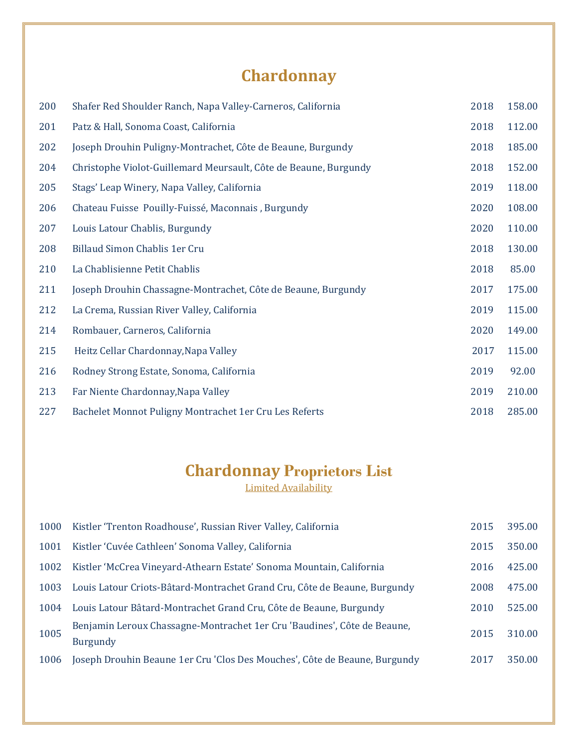# Chardonnay

| | | | |
|---|---|---|---|
| 200 | Shafer Red Shoulder Ranch, Napa Valley-Carneros, California | 2018 | 158.00 |
| 201 | Patz & Hall, Sonoma Coast, California | 2018 | 112.00 |
| 202 | Joseph Drouhin Puligny-Montrachet, Côte de Beaune, Burgundy | 2018 | 185.00 |
| 204 | Christophe Violot-Guillemard Meursault, Côte de Beaune, Burgundy | 2018 | 152.00 |
| 205 | Stags' Leap Winery, Napa Valley, California | 2019 | 118.00 |
| 206 | Chateau Fuisse Pouilly-Fuissé, Maconnais , Burgundy | 2020 | 108.00 |
| 207 | Louis Latour Chablis, Burgundy | 2020 | 110.00 |
| 208 | Billaud Simon Chablis 1er Cru | 2018 | 130.00 |
| 210 | La Chablisienne Petit Chablis | 2018 | 85.00 |
| 211 | Joseph Drouhin Chassagne-Montrachet, Côte de Beaune, Burgundy | 2017 | 175.00 |
| 212 | La Crema, Russian River Valley, California | 2019 | 115.00 |
| 214 | Rombauer, Carneros, California | 2020 | 149.00 |
| 215 | Heitz Cellar Chardonnay,Napa Valley | 2017 | 115.00 |
| 216 | Rodney Strong Estate, Sonoma, California | 2019 | 92.00 |
| 213 | Far Niente Chardonnay,Napa Valley | 2019 | 210.00 |
| 227 | Bachelet Monnot Puligny Montrachet 1er Cru Les Referts | 2018 | 285.00 |

# Chardonnay Proprietors List

Limited Availability

| | | | |
|---|---|---|---|
| 1000 | Kistler 'Trenton Roadhouse', Russian River Valley, California | 2015 | 395.00 |
| 1001 | Kistler 'Cuvée Cathleen' Sonoma Valley, California | 2015 | 350.00 |
| 1002 | Kistler 'McCrea Vineyard-Athearn Estate' Sonoma Mountain, California | 2016 | 425.00 |
| 1003 | Louis Latour Criots-Bâtard-Montrachet Grand Cru, Côte de Beaune, Burgundy | 2008 | 475.00 |
| 1004 | Louis Latour Bâtard-Montrachet Grand Cru, Côte de Beaune, Burgundy | 2010 | 525.00 |
| 1005 | Benjamin Leroux Chassagne-Montrachet 1er Cru 'Baudines', Côte de Beaune, Burgundy | 2015 | 310.00 |
| 1006 | Joseph Drouhin Beaune 1er Cru 'Clos Des Mouches', Côte de Beaune, Burgundy | 2017 | 350.00 |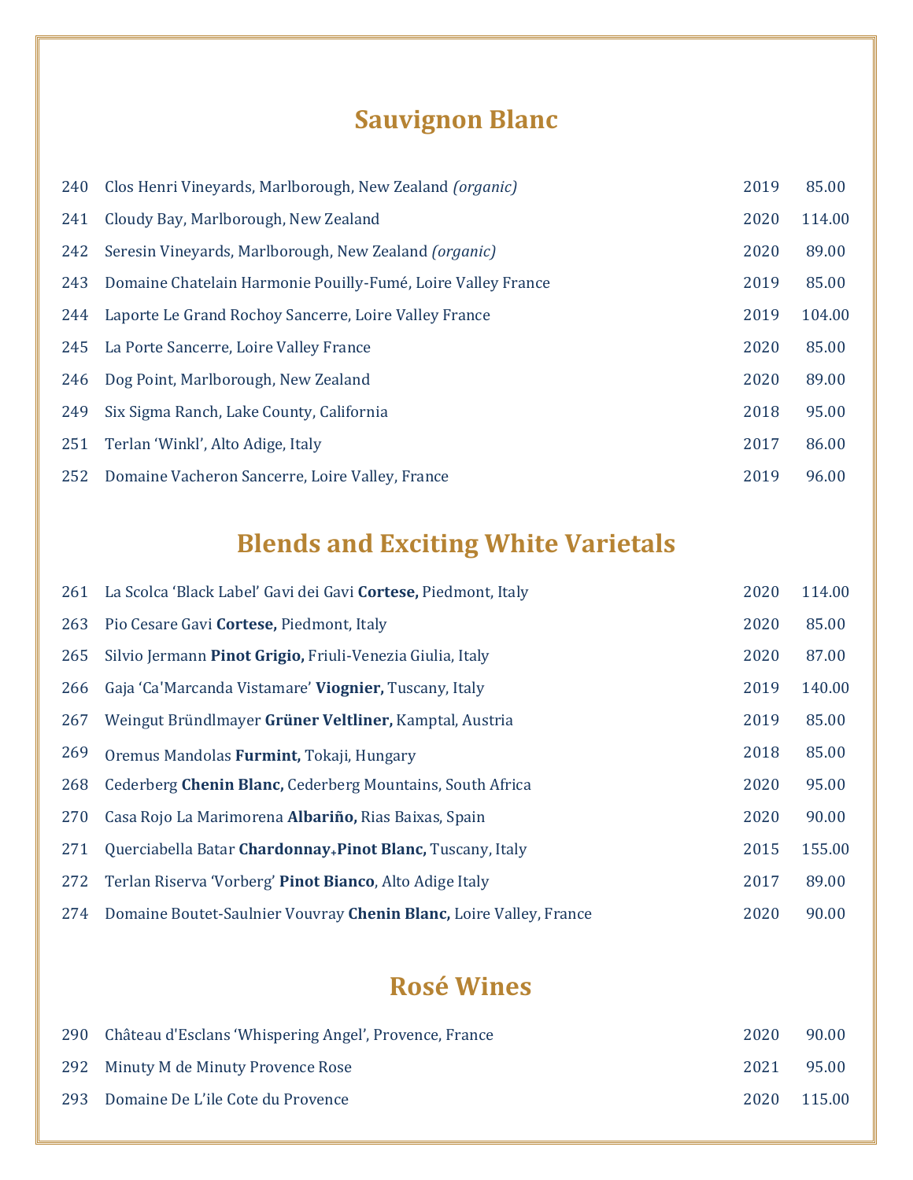## Sauvignon Blanc

| | | | |
|---|---|---|---|
| 240 | Clos Henri Vineyards, Marlborough, New Zealand *(organic)* | 2019 | 85.00 |
| 241 | Cloudy Bay, Marlborough, New Zealand | 2020 | 114.00 |
| 242 | Seresin Vineyards, Marlborough, New Zealand *(organic)* | 2020 | 89.00 |
| 243 | Domaine Chatelain Harmonie Pouilly-Fumé, Loire Valley France | 2019 | 85.00 |
| 244 | Laporte Le Grand Rochoy Sancerre, Loire Valley France | 2019 | 104.00 |
| 245 | La Porte Sancerre, Loire Valley France | 2020 | 85.00 |
| 246 | Dog Point, Marlborough, New Zealand | 2020 | 89.00 |
| 249 | Six Sigma Ranch, Lake County, California | 2018 | 95.00 |
| 251 | Terlan 'Winkl', Alto Adige, Italy | 2017 | 86.00 |
| 252 | Domaine Vacheron Sancerre, Loire Valley, France | 2019 | 96.00 |

## Blends and Exciting White Varietals

| | | | |
|---|---|---|---|
| 261 | La Scolca 'Black Label' Gavi dei Gavi **Cortese,** Piedmont, Italy | 2020 | 114.00 |
| 263 | Pio Cesare Gavi **Cortese,** Piedmont, Italy | 2020 | 85.00 |
| 265 | Silvio Jermann **Pinot Grigio,** Friuli-Venezia Giulia, Italy | 2020 | 87.00 |
| 266 | Gaja 'Ca'Marcanda Vistamare' **Viognier,** Tuscany, Italy | 2019 | 140.00 |
| 267 | Weingut Bründlmayer **Grüner Veltliner,** Kamptal, Austria | 2019 | 85.00 |
| 269 | Oremus Mandolas **Furmint,** Tokaji, Hungary | 2018 | 85.00 |
| 268 | Cederberg **Chenin Blanc,** Cederberg Mountains, South Africa | 2020 | 95.00 |
| 270 | Casa Rojo La Marimorena **Albariño,** Rias Baixas, Spain | 2020 | 90.00 |
| 271 | Querciabella Batar **Chardonnay+Pinot Blanc,** Tuscany, Italy | 2015 | 155.00 |
| 272 | Terlan Riserva 'Vorberg' **Pinot Bianco**, Alto Adige Italy | 2017 | 89.00 |
| 274 | Domaine Boutet-Saulnier Vouvray **Chenin Blanc,** Loire Valley, France | 2020 | 90.00 |

## Rosé Wines

| | | | |
|---|---|---|---|
| 290 | Château d'Esclans 'Whispering Angel', Provence, France | 2020 | 90.00 |
| 292 | Minuty M de Minuty Provence Rose | 2021 | 95.00 |
| 293 | Domaine De L'ile Cote du Provence | 2020 | 115.00 |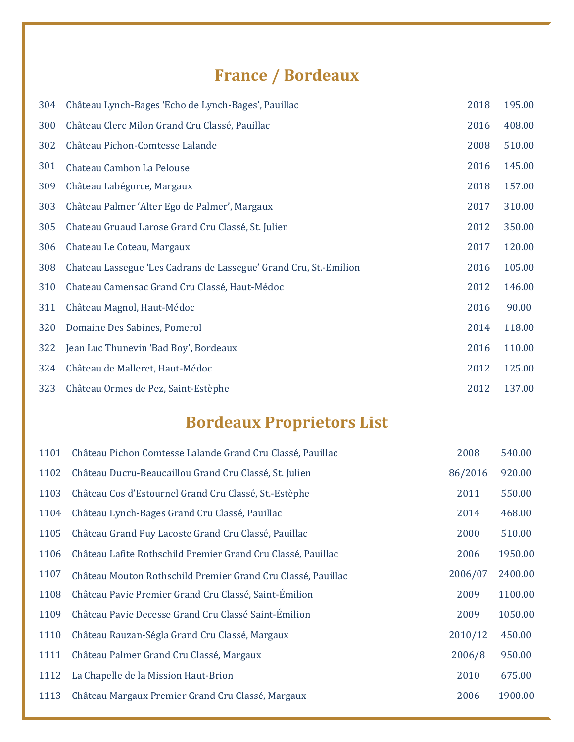## France / Bordeaux

| | | | |
|---|---|---|---|
| 304 | Château Lynch-Bages ‘Echo de Lynch-Bages’, Pauillac | 2018 | 195.00 |
| 300 | Château Clerc Milon Grand Cru Classé, Pauillac | 2016 | 408.00 |
| 302 | Château Pichon-Comtesse Lalande | 2008 | 510.00 |
| 301 | Chateau Cambon La Pelouse | 2016 | 145.00 |
| 309 | Château Labégorce, Margaux | 2018 | 157.00 |
| 303 | Château Palmer ‘Alter Ego de Palmer’, Margaux | 2017 | 310.00 |
| 305 | Chateau Gruaud Larose Grand Cru Classé, St. Julien | 2012 | 350.00 |
| 306 | Chateau Le Coteau, Margaux | 2017 | 120.00 |
| 308 | Chateau Lassegue ‘Les Cadrans de Lassegue’ Grand Cru, St.-Emilion | 2016 | 105.00 |
| 310 | Chateau Camensac Grand Cru Classé, Haut-Médoc | 2012 | 146.00 |
| 311 | Château Magnol, Haut-Médoc | 2016 | 90.00 |
| 320 | Domaine Des Sabines, Pomerol | 2014 | 118.00 |
| 322 | Jean Luc Thunevin ‘Bad Boy’, Bordeaux | 2016 | 110.00 |
| 324 | Château de Malleret, Haut-Médoc | 2012 | 125.00 |
| 323 | Château Ormes de Pez, Saint-Estèphe | 2012 | 137.00 |

## Bordeaux Proprietors List

| | | | |
|---|---|---|---|
| 1101 | Château Pichon Comtesse Lalande Grand Cru Classé, Pauillac | 2008 | 540.00 |
| 1102 | Château Ducru-Beaucaillou Grand Cru Classé, St. Julien | 86/2016 | 920.00 |
| 1103 | Château Cos d’Estournel Grand Cru Classé, St.-Estèphe | 2011 | 550.00 |
| 1104 | Château Lynch-Bages Grand Cru Classé, Pauillac | 2014 | 468.00 |
| 1105 | Château Grand Puy Lacoste Grand Cru Classé, Pauillac | 2000 | 510.00 |
| 1106 | Château Lafite Rothschild Premier Grand Cru Classé, Pauillac | 2006 | 1950.00 |
| 1107 | Château Mouton Rothschild Premier Grand Cru Classé, Pauillac | 2006/07 | 2400.00 |
| 1108 | Château Pavie Premier Grand Cru Classé, Saint-Émilion | 2009 | 1100.00 |
| 1109 | Château Pavie Decesse Grand Cru Classé Saint-Émilion | 2009 | 1050.00 |
| 1110 | Château Rauzan-Ségla Grand Cru Classé, Margaux | 2010/12 | 450.00 |
| 1111 | Château Palmer Grand Cru Classé, Margaux | 2006/8 | 950.00 |
| 1112 | La Chapelle de la Mission Haut-Brion | 2010 | 675.00 |
| 1113 | Château Margaux Premier Grand Cru Classé, Margaux | 2006 | 1900.00 |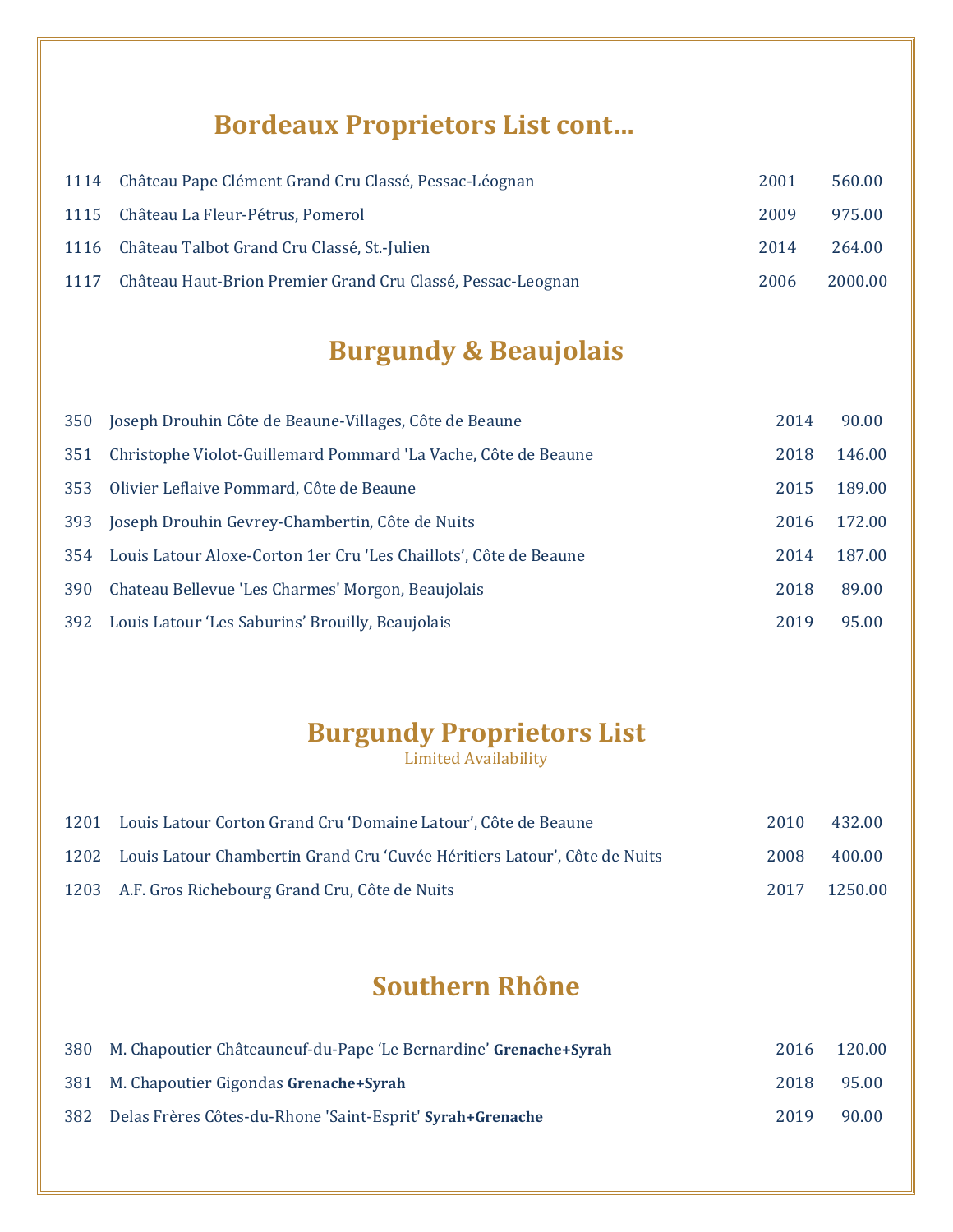## Bordeaux Proprietors List cont…

| | | | |
|---|---|---|---|
| 1114 | Château Pape Clément Grand Cru Classé, Pessac-Léognan | 2001 | 560.00 |
| 1115 | Château La Fleur-Pétrus, Pomerol | 2009 | 975.00 |
| 1116 | Château Talbot Grand Cru Classé, St.-Julien | 2014 | 264.00 |
| 1117 | Château Haut-Brion Premier Grand Cru Classé, Pessac-Leognan | 2006 | 2000.00 |

## Burgundy & Beaujolais

| | | | |
|---|---|---|---|
| 350 | Joseph Drouhin Côte de Beaune-Villages, Côte de Beaune | 2014 | 90.00 |
| 351 | Christophe Violot-Guillemard Pommard 'La Vache, Côte de Beaune | 2018 | 146.00 |
| 353 | Olivier Leflaive Pommard, Côte de Beaune | 2015 | 189.00 |
| 393 | Joseph Drouhin Gevrey-Chambertin, Côte de Nuits | 2016 | 172.00 |
| 354 | Louis Latour Aloxe-Corton 1er Cru 'Les Chaillots', Côte de Beaune | 2014 | 187.00 |
| 390 | Chateau Bellevue 'Les Charmes' Morgon, Beaujolais | 2018 | 89.00 |
| 392 | Louis Latour 'Les Saburins' Brouilly, Beaujolais | 2019 | 95.00 |

## Burgundy Proprietors List

Limited Availability

| | | | |
|---|---|---|---|
| 1201 | Louis Latour Corton Grand Cru 'Domaine Latour', Côte de Beaune | 2010 | 432.00 |
| 1202 | Louis Latour Chambertin Grand Cru 'Cuvée Héritiers Latour', Côte de Nuits | 2008 | 400.00 |
| 1203 | A.F. Gros Richebourg Grand Cru, Côte de Nuits | 2017 | 1250.00 |

## Southern Rhône

| | | | |
|---|---|---|---|
| 380 | M. Chapoutier Châteauneuf-du-Pape 'Le Bernardine' **Grenache+Syrah** | 2016 | 120.00 |
| 381 | M. Chapoutier Gigondas **Grenache+Syrah** | 2018 | 95.00 |
| 382 | Delas Frères Côtes-du-Rhone 'Saint-Esprit' **Syrah+Grenache** | 2019 | 90.00 |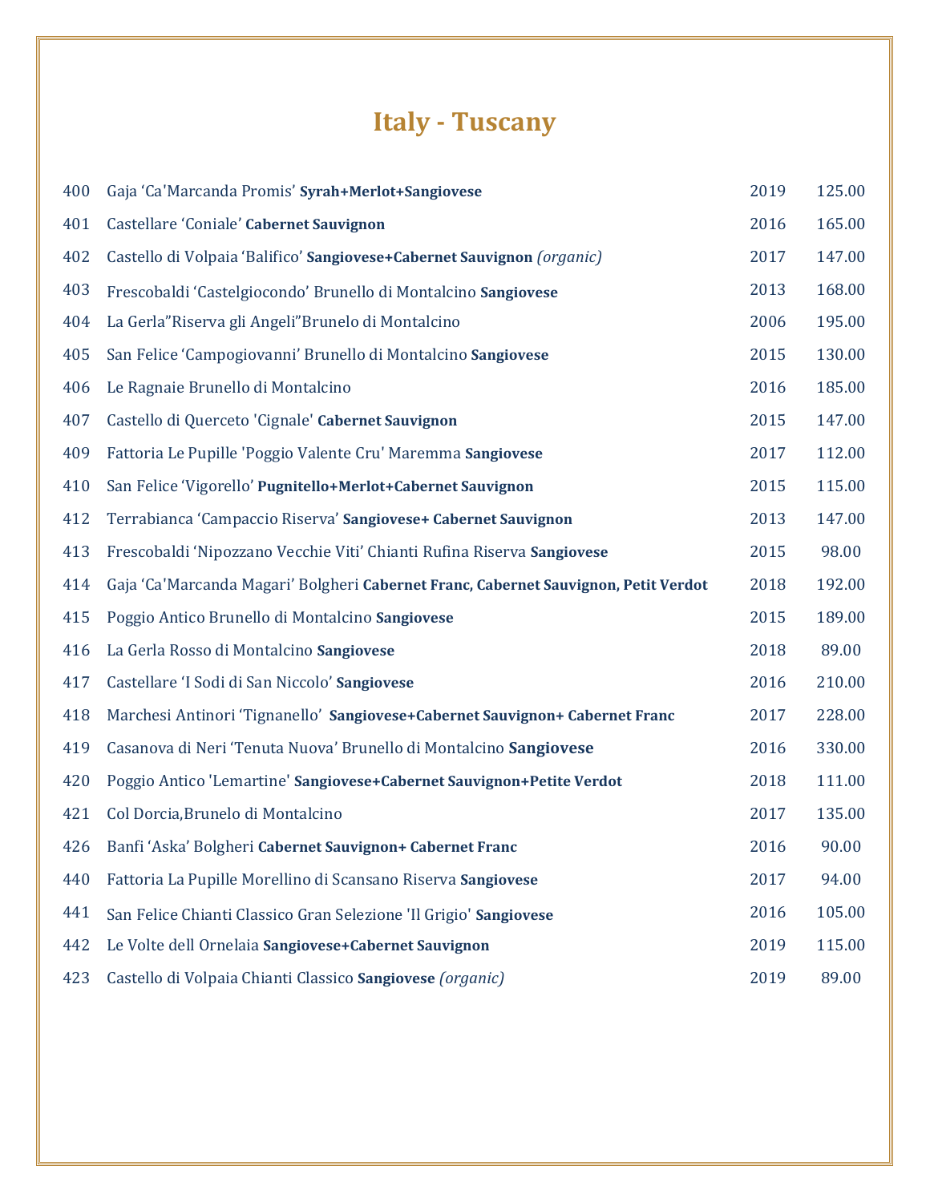# Italy - Tuscany

| | | | |
|---|---|---|---|
| 400 | Gaja ‘Ca'Marcanda Promis’ **Syrah+Merlot+Sangiovese** | 2019 | 125.00 |
| 401 | Castellare ‘Coniale’ **Cabernet Sauvignon** | 2016 | 165.00 |
| 402 | Castello di Volpaia ‘Balifico’ **Sangiovese+Cabernet Sauvignon** *(organic)* | 2017 | 147.00 |
| 403 | Frescobaldi ‘Castelgiocondo’ Brunello di Montalcino **Sangiovese** | 2013 | 168.00 |
| 404 | La Gerla”Riserva gli Angeli”Brunelo di Montalcino | 2006 | 195.00 |
| 405 | San Felice ‘Campogiovanni’ Brunello di Montalcino **Sangiovese** | 2015 | 130.00 |
| 406 | Le Ragnaie Brunello di Montalcino | 2016 | 185.00 |
| 407 | Castello di Querceto 'Cignale' **Cabernet Sauvignon** | 2015 | 147.00 |
| 409 | Fattoria Le Pupille 'Poggio Valente Cru' Maremma **Sangiovese** | 2017 | 112.00 |
| 410 | San Felice ‘Vigorello’ **Pugnitello+Merlot+Cabernet Sauvignon** | 2015 | 115.00 |
| 412 | Terrabianca ‘Campaccio Riserva’ **Sangiovese+ Cabernet Sauvignon** | 2013 | 147.00 |
| 413 | Frescobaldi ‘Nipozzano Vecchie Viti’ Chianti Rufina Riserva **Sangiovese** | 2015 | 98.00 |
| 414 | Gaja ‘Ca'Marcanda Magari’ Bolgheri **Cabernet Franc, Cabernet Sauvignon, Petit Verdot** | 2018 | 192.00 |
| 415 | Poggio Antico Brunello di Montalcino **Sangiovese** | 2015 | 189.00 |
| 416 | La Gerla Rosso di Montalcino **Sangiovese** | 2018 | 89.00 |
| 417 | Castellare ‘I Sodi di San Niccolo’ **Sangiovese** | 2016 | 210.00 |
| 418 | Marchesi Antinori ‘Tignanello’ **Sangiovese+Cabernet Sauvignon+ Cabernet Franc** | 2017 | 228.00 |
| 419 | Casanova di Neri ‘Tenuta Nuova’ Brunello di Montalcino **Sangiovese** | 2016 | 330.00 |
| 420 | Poggio Antico 'Lemartine' **Sangiovese+Cabernet Sauvignon+Petite Verdot** | 2018 | 111.00 |
| 421 | Col Dorcia,Brunelo di Montalcino | 2017 | 135.00 |
| 426 | Banfi ‘Aska’ Bolgheri **Cabernet Sauvignon+ Cabernet Franc** | 2016 | 90.00 |
| 440 | Fattoria La Pupille Morellino di Scansano Riserva **Sangiovese** | 2017 | 94.00 |
| 441 | San Felice Chianti Classico Gran Selezione 'Il Grigio' **Sangiovese** | 2016 | 105.00 |
| 442 | Le Volte dell Ornelaia **Sangiovese+Cabernet Sauvignon** | 2019 | 115.00 |
| 423 | Castello di Volpaia Chianti Classico **Sangiovese** *(organic)* | 2019 | 89.00 |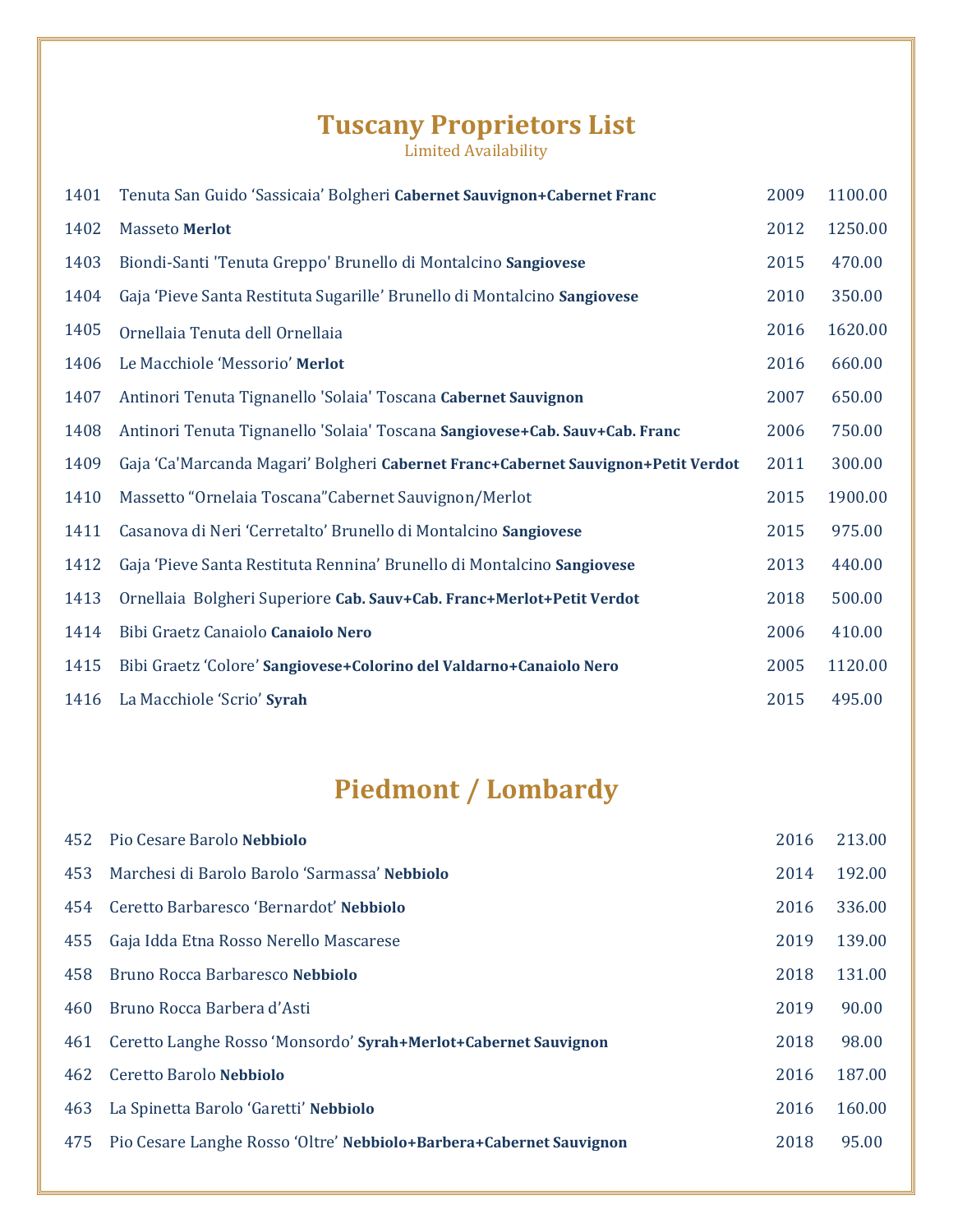# Tuscany Proprietors List

Limited Availability

| | | | |
|---|---|---|---|
| 1401 | Tenuta San Guido 'Sassicaia' Bolgheri **Cabernet Sauvignon+Cabernet Franc** | 2009 | 1100.00 |
| 1402 | Masseto **Merlot** | 2012 | 1250.00 |
| 1403 | Biondi-Santi 'Tenuta Greppo' Brunello di Montalcino **Sangiovese** | 2015 | 470.00 |
| 1404 | Gaja 'Pieve Santa Restituta Sugarille' Brunello di Montalcino **Sangiovese** | 2010 | 350.00 |
| 1405 | Ornellaia Tenuta dell Ornellaia | 2016 | 1620.00 |
| 1406 | Le Macchiole 'Messorio' **Merlot** | 2016 | 660.00 |
| 1407 | Antinori Tenuta Tignanello 'Solaia' Toscana **Cabernet Sauvignon** | 2007 | 650.00 |
| 1408 | Antinori Tenuta Tignanello 'Solaia' Toscana **Sangiovese+Cab. Sauv+Cab. Franc** | 2006 | 750.00 |
| 1409 | Gaja 'Ca'Marcanda Magari' Bolgheri **Cabernet Franc+Cabernet Sauvignon+Petit Verdot** | 2011 | 300.00 |
| 1410 | Massetto "Ornelaia Toscana"Cabernet Sauvignon/Merlot | 2015 | 1900.00 |
| 1411 | Casanova di Neri 'Cerretalto' Brunello di Montalcino **Sangiovese** | 2015 | 975.00 |
| 1412 | Gaja 'Pieve Santa Restituta Rennina' Brunello di Montalcino **Sangiovese** | 2013 | 440.00 |
| 1413 | Ornellaia Bolgheri Superiore **Cab. Sauv+Cab. Franc+Merlot+Petit Verdot** | 2018 | 500.00 |
| 1414 | Bibi Graetz Canaiolo **Canaiolo Nero** | 2006 | 410.00 |
| 1415 | Bibi Graetz 'Colore' **Sangiovese+Colorino del Valdarno+Canaiolo Nero** | 2005 | 1120.00 |
| 1416 | La Macchiole 'Scrio' **Syrah** | 2015 | 495.00 |

# Piedmont / Lombardy

| | | | |
|---|---|---|---|
| 452 | Pio Cesare Barolo **Nebbiolo** | 2016 | 213.00 |
| 453 | Marchesi di Barolo Barolo 'Sarmassa' **Nebbiolo** | 2014 | 192.00 |
| 454 | Ceretto Barbaresco 'Bernardot' **Nebbiolo** | 2016 | 336.00 |
| 455 | Gaja Idda Etna Rosso Nerello Mascarese | 2019 | 139.00 |
| 458 | Bruno Rocca Barbaresco **Nebbiolo** | 2018 | 131.00 |
| 460 | Bruno Rocca Barbera d'Asti | 2019 | 90.00 |
| 461 | Ceretto Langhe Rosso 'Monsordo' **Syrah+Merlot+Cabernet Sauvignon** | 2018 | 98.00 |
| 462 | Ceretto Barolo **Nebbiolo** | 2016 | 187.00 |
| 463 | La Spinetta Barolo 'Garetti' **Nebbiolo** | 2016 | 160.00 |
| 475 | Pio Cesare Langhe Rosso 'Oltre' **Nebbiolo+Barbera+Cabernet Sauvignon** | 2018 | 95.00 |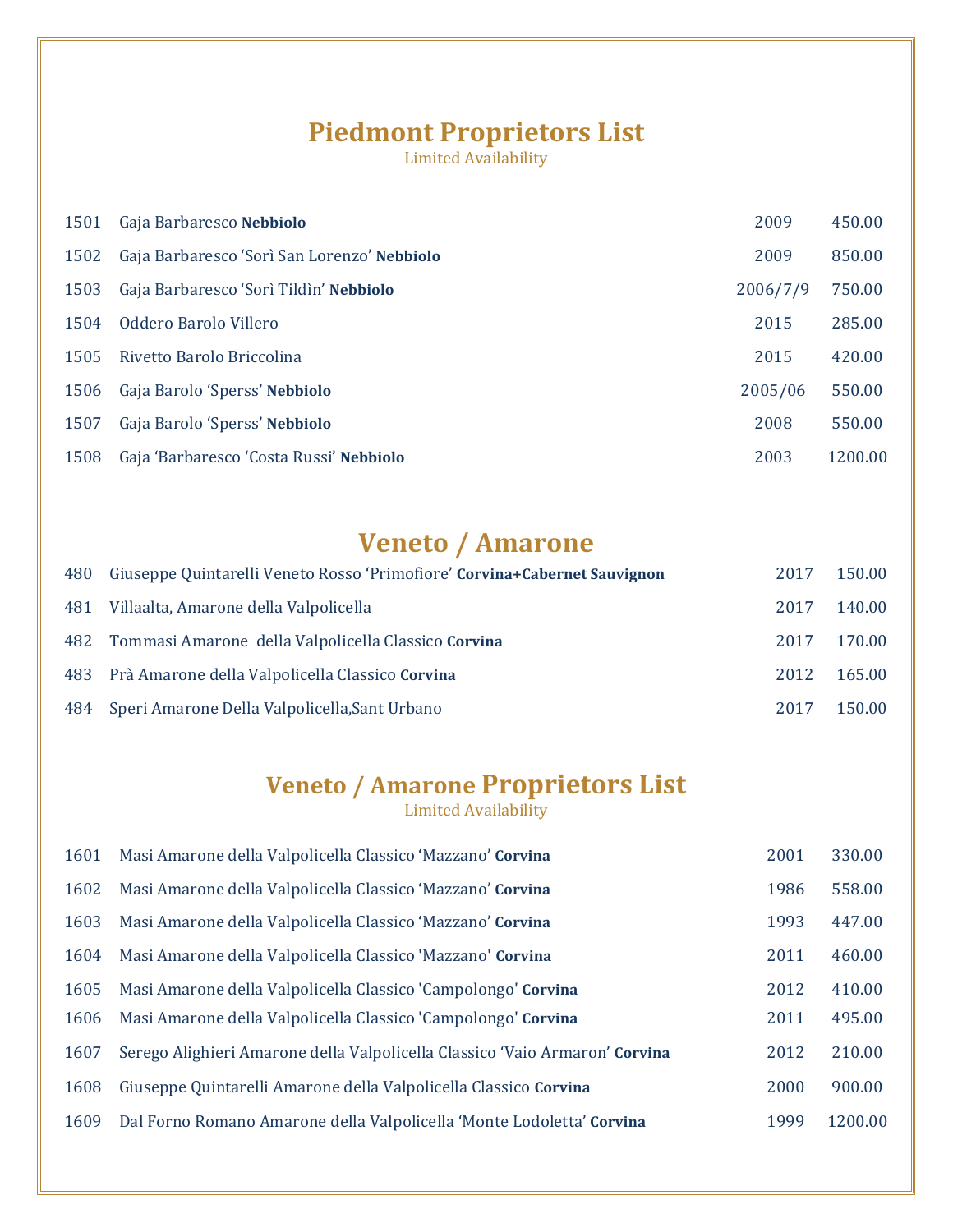# Piedmont Proprietors List

Limited Availability

| | | | |
|---|---|---|---|
| 1501 | Gaja Barbaresco **Nebbiolo** | 2009 | 450.00 |
| 1502 | Gaja Barbaresco ‘Sorì San Lorenzo’ **Nebbiolo** | 2009 | 850.00 |
| 1503 | Gaja Barbaresco ‘Sorì Tildìn’ **Nebbiolo** | 2006/7/9 | 750.00 |
| 1504 | Oddero Barolo Villero | 2015 | 285.00 |
| 1505 | Rivetto Barolo Briccolina | 2015 | 420.00 |
| 1506 | Gaja Barolo ‘Sperss’ **Nebbiolo** | 2005/06 | 550.00 |
| 1507 | Gaja Barolo ‘Sperss’ **Nebbiolo** | 2008 | 550.00 |
| 1508 | Gaja ‘Barbaresco ‘Costa Russi’ **Nebbiolo** | 2003 | 1200.00 |

# Veneto / Amarone

| | | | |
|---|---|---|---|
| 480 | Giuseppe Quintarelli Veneto Rosso ‘Primofiore’ **Corvina+Cabernet Sauvignon** | 2017 | 150.00 |
| 481 | Villaalta, Amarone della Valpolicella | 2017 | 140.00 |
| 482 | Tommasi Amarone della Valpolicella Classico **Corvina** | 2017 | 170.00 |
| 483 | Prà Amarone della Valpolicella Classico **Corvina** | 2012 | 165.00 |
| 484 | Speri Amarone Della Valpolicella,Sant Urbano | 2017 | 150.00 |

# Veneto / Amarone Proprietors List

Limited Availability

| | | | |
|---|---|---|---|
| 1601 | Masi Amarone della Valpolicella Classico ‘Mazzano’ **Corvina** | 2001 | 330.00 |
| 1602 | Masi Amarone della Valpolicella Classico ‘Mazzano’ **Corvina** | 1986 | 558.00 |
| 1603 | Masi Amarone della Valpolicella Classico ‘Mazzano’ **Corvina** | 1993 | 447.00 |
| 1604 | Masi Amarone della Valpolicella Classico 'Mazzano' **Corvina** | 2011 | 460.00 |
| 1605 | Masi Amarone della Valpolicella Classico 'Campolongo' **Corvina** | 2012 | 410.00 |
| 1606 | Masi Amarone della Valpolicella Classico 'Campolongo' **Corvina** | 2011 | 495.00 |
| 1607 | Serego Alighieri Amarone della Valpolicella Classico ‘Vaio Armaron’ **Corvina** | 2012 | 210.00 |
| 1608 | Giuseppe Quintarelli Amarone della Valpolicella Classico **Corvina** | 2000 | 900.00 |
| 1609 | Dal Forno Romano Amarone della Valpolicella ‘Monte Lodoletta’ **Corvina** | 1999 | 1200.00 |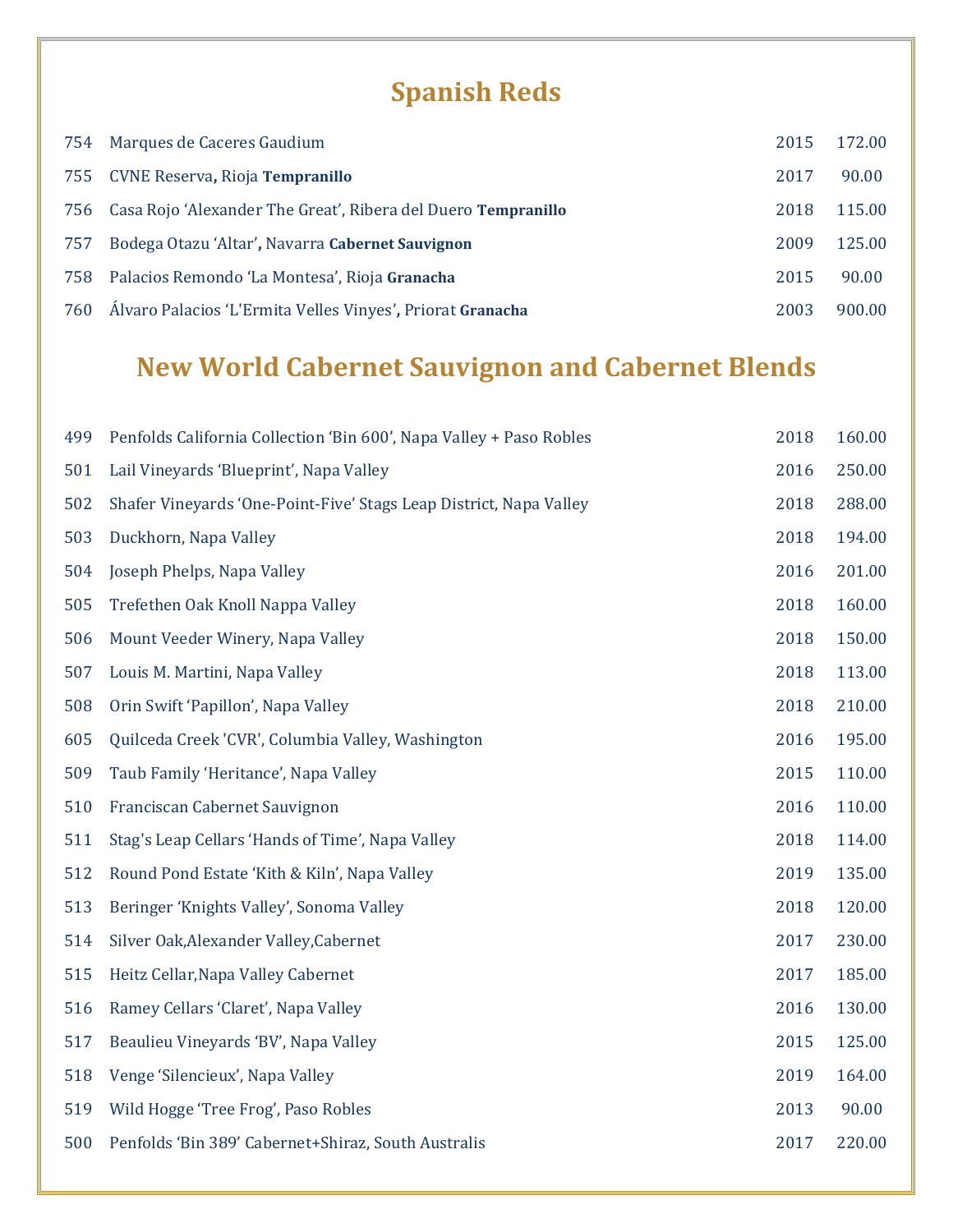## Spanish Reds

| | | | |
|---|---|---|---|
| 754 | Marques de Caceres Gaudium | 2015 | 172.00 |
| 755 | CVNE Reserva**,** Rioja **Tempranillo** | 2017 | 90.00 |
| 756 | Casa Rojo ‘Alexander The Great’, Ribera del Duero **Tempranillo** | 2018 | 115.00 |
| 757 | Bodega Otazu ‘Altar’**,** Navarra **Cabernet Sauvignon** | 2009 | 125.00 |
| 758 | Palacios Remondo ‘La Montesa’, Rioja **Granacha** | 2015 | 90.00 |
| 760 | Álvaro Palacios ‘L'Ermita Velles Vinyes’**,** Priorat **Granacha** | 2003 | 900.00 |

## New World Cabernet Sauvignon and Cabernet Blends

| | | | |
|---|---|---|---|
| 499 | Penfolds California Collection ‘Bin 600’, Napa Valley + Paso Robles | 2018 | 160.00 |
| 501 | Lail Vineyards ‘Blueprint’, Napa Valley | 2016 | 250.00 |
| 502 | Shafer Vineyards ‘One-Point-Five’ Stags Leap District, Napa Valley | 2018 | 288.00 |
| 503 | Duckhorn, Napa Valley | 2018 | 194.00 |
| 504 | Joseph Phelps, Napa Valley | 2016 | 201.00 |
| 505 | Trefethen Oak Knoll Nappa Valley | 2018 | 160.00 |
| 506 | Mount Veeder Winery, Napa Valley | 2018 | 150.00 |
| 507 | Louis M. Martini, Napa Valley | 2018 | 113.00 |
| 508 | Orin Swift ‘Papillon’, Napa Valley | 2018 | 210.00 |
| 605 | Quilceda Creek 'CVR', Columbia Valley, Washington | 2016 | 195.00 |
| 509 | Taub Family ‘Heritance’, Napa Valley | 2015 | 110.00 |
| 510 | Franciscan Cabernet Sauvignon | 2016 | 110.00 |
| 511 | Stag's Leap Cellars ‘Hands of Time’, Napa Valley | 2018 | 114.00 |
| 512 | Round Pond Estate ‘Kith & Kiln’, Napa Valley | 2019 | 135.00 |
| 513 | Beringer ‘Knights Valley’, Sonoma Valley | 2018 | 120.00 |
| 514 | Silver Oak,Alexander Valley,Cabernet | 2017 | 230.00 |
| 515 | Heitz Cellar,Napa Valley Cabernet | 2017 | 185.00 |
| 516 | Ramey Cellars ‘Claret’, Napa Valley | 2016 | 130.00 |
| 517 | Beaulieu Vineyards ‘BV’, Napa Valley | 2015 | 125.00 |
| 518 | Venge ‘Silencieux’, Napa Valley | 2019 | 164.00 |
| 519 | Wild Hogge ‘Tree Frog’, Paso Robles | 2013 | 90.00 |
| 500 | Penfolds ‘Bin 389’ Cabernet+Shiraz, South Australis | 2017 | 220.00 |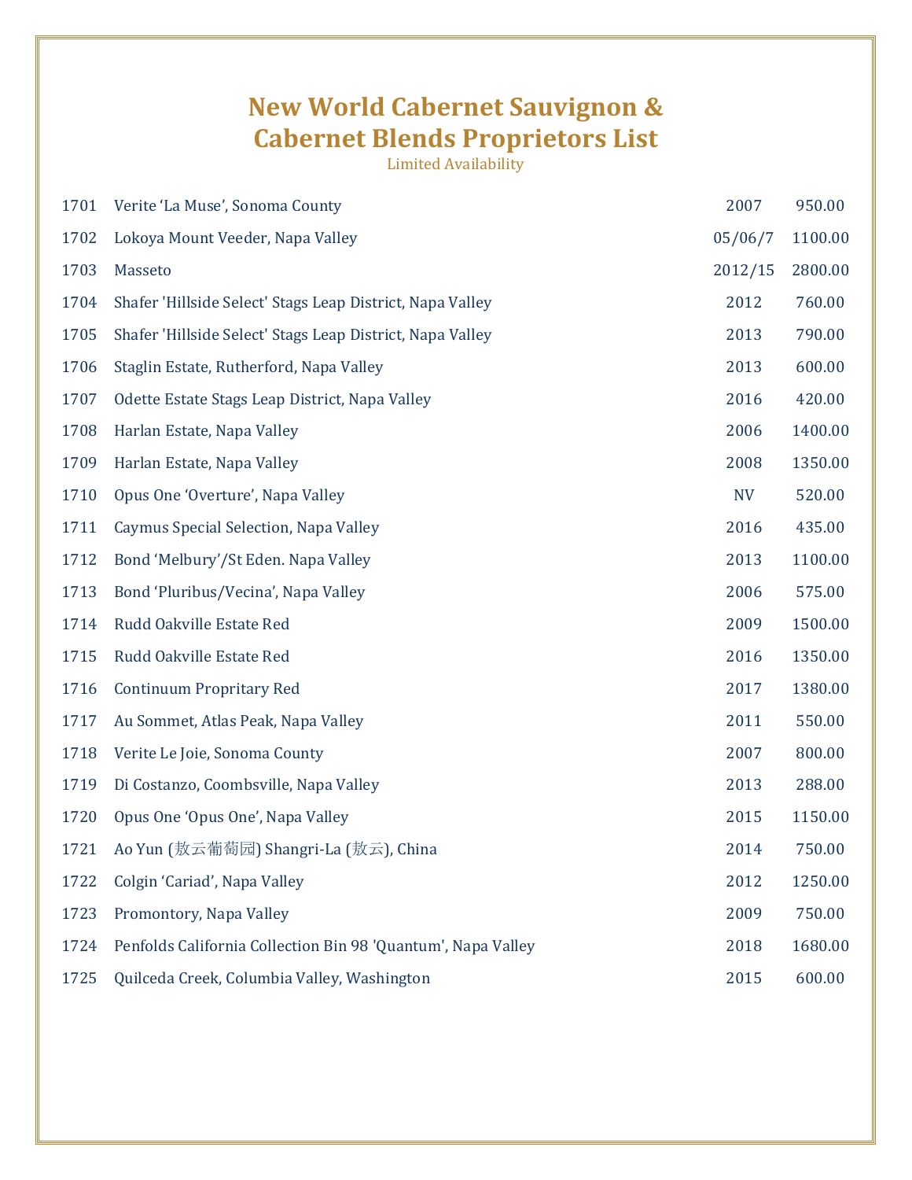# New World Cabernet Sauvignon & Cabernet Blends Proprietors List

Limited Availability

| | | | |
|---|---|---|---|
| 1701 | Verite ‘La Muse’, Sonoma County | 2007 | 950.00 |
| 1702 | Lokoya Mount Veeder, Napa Valley | 05/06/7 | 1100.00 |
| 1703 | Masseto | 2012/15 | 2800.00 |
| 1704 | Shafer 'Hillside Select' Stags Leap District, Napa Valley | 2012 | 760.00 |
| 1705 | Shafer 'Hillside Select' Stags Leap District, Napa Valley | 2013 | 790.00 |
| 1706 | Staglin Estate, Rutherford, Napa Valley | 2013 | 600.00 |
| 1707 | Odette Estate Stags Leap District, Napa Valley | 2016 | 420.00 |
| 1708 | Harlan Estate, Napa Valley | 2006 | 1400.00 |
| 1709 | Harlan Estate, Napa Valley | 2008 | 1350.00 |
| 1710 | Opus One ‘Overture’, Napa Valley | NV | 520.00 |
| 1711 | Caymus Special Selection, Napa Valley | 2016 | 435.00 |
| 1712 | Bond ‘Melbury’/St Eden. Napa Valley | 2013 | 1100.00 |
| 1713 | Bond ‘Pluribus/Vecina’, Napa Valley | 2006 | 575.00 |
| 1714 | Rudd Oakville Estate Red | 2009 | 1500.00 |
| 1715 | Rudd Oakville Estate Red | 2016 | 1350.00 |
| 1716 | Continuum Propritary Red | 2017 | 1380.00 |
| 1717 | Au Sommet, Atlas Peak, Napa Valley | 2011 | 550.00 |
| 1718 | Verite Le Joie, Sonoma County | 2007 | 800.00 |
| 1719 | Di Costanzo, Coombsville, Napa Valley | 2013 | 288.00 |
| 1720 | Opus One ‘Opus One’, Napa Valley | 2015 | 1150.00 |
| 1721 | Ao Yun (敖云葡萄园) Shangri-La (敖云), China | 2014 | 750.00 |
| 1722 | Colgin ‘Cariad’, Napa Valley | 2012 | 1250.00 |
| 1723 | Promontory, Napa Valley | 2009 | 750.00 |
| 1724 | Penfolds California Collection Bin 98 'Quantum', Napa Valley | 2018 | 1680.00 |
| 1725 | Quilceda Creek, Columbia Valley, Washington | 2015 | 600.00 |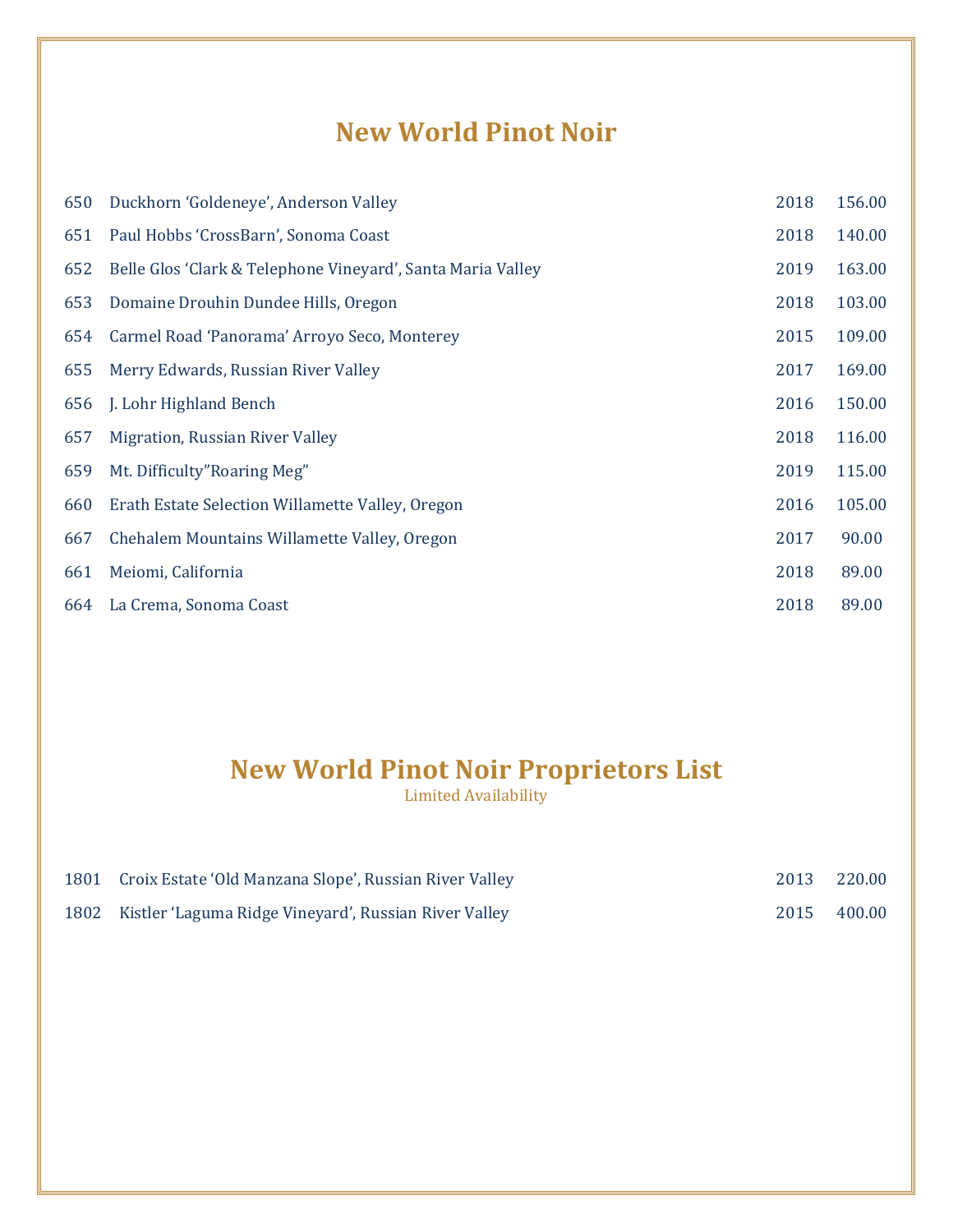# New World Pinot Noir

| | | | |
|---|---|---|---|
| 650 | Duckhorn ‘Goldeneye’, Anderson Valley | 2018 | 156.00 |
| 651 | Paul Hobbs ‘CrossBarn’, Sonoma Coast | 2018 | 140.00 |
| 652 | Belle Glos ‘Clark & Telephone Vineyard’, Santa Maria Valley | 2019 | 163.00 |
| 653 | Domaine Drouhin Dundee Hills, Oregon | 2018 | 103.00 |
| 654 | Carmel Road ‘Panorama’ Arroyo Seco, Monterey | 2015 | 109.00 |
| 655 | Merry Edwards, Russian River Valley | 2017 | 169.00 |
| 656 | J. Lohr Highland Bench | 2016 | 150.00 |
| 657 | Migration, Russian River Valley | 2018 | 116.00 |
| 659 | Mt. Difficulty”Roaring Meg” | 2019 | 115.00 |
| 660 | Erath Estate Selection Willamette Valley, Oregon | 2016 | 105.00 |
| 667 | Chehalem Mountains Willamette Valley, Oregon | 2017 | 90.00 |
| 661 | Meiomi, California | 2018 | 89.00 |
| 664 | La Crema, Sonoma Coast | 2018 | 89.00 |

# New World Pinot Noir Proprietors List

Limited Availability

| | | | |
|---|---|---|---|
| 1801 | Croix Estate ‘Old Manzana Slope’, Russian River Valley | 2013 | 220.00 |
| 1802 | Kistler ‘Laguma Ridge Vineyard’, Russian River Valley | 2015 | 400.00 |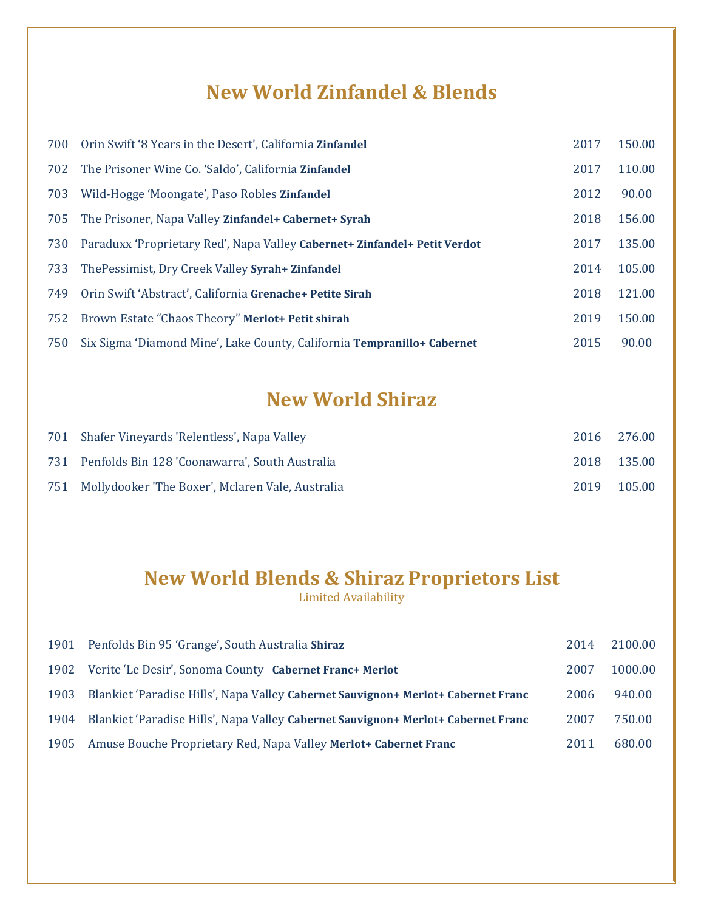## New World Zinfandel & Blends

| | | | |
|---|---|---|---|
| 700 | Orin Swift ‘8 Years in the Desert’, California **Zinfandel** | 2017 | 150.00 |
| 702 | The Prisoner Wine Co. ‘Saldo’, California **Zinfandel** | 2017 | 110.00 |
| 703 | Wild-Hogge ‘Moongate’, Paso Robles **Zinfandel** | 2012 | 90.00 |
| 705 | The Prisoner, Napa Valley **Zinfandel+ Cabernet+ Syrah** | 2018 | 156.00 |
| 730 | Paraduxx ‘Proprietary Red’, Napa Valley **Cabernet+ Zinfandel+ Petit Verdot** | 2017 | 135.00 |
| 733 | ThePessimist, Dry Creek Valley **Syrah+ Zinfandel** | 2014 | 105.00 |
| 749 | Orin Swift ‘Abstract’, California **Grenache+ Petite Sirah** | 2018 | 121.00 |
| 752 | Brown Estate “Chaos Theory” **Merlot+ Petit shirah** | 2019 | 150.00 |
| 750 | Six Sigma ‘Diamond Mine’, Lake County, California **Tempranillo+ Cabernet** | 2015 | 90.00 |

## New World Shiraz

| | | | |
|---|---|---|---|
| 701 | Shafer Vineyards 'Relentless', Napa Valley | 2016 | 276.00 |
| 731 | Penfolds Bin 128 'Coonawarra', South Australia | 2018 | 135.00 |
| 751 | Mollydooker 'The Boxer', Mclaren Vale, Australia | 2019 | 105.00 |

## New World Blends & Shiraz Proprietors List

Limited Availability

| | | | |
|---|---|---|---|
| 1901 | Penfolds Bin 95 ‘Grange’, South Australia **Shiraz** | 2014 | 2100.00 |
| 1902 | Verite ‘Le Desir’, Sonoma County **Cabernet Franc+ Merlot** | 2007 | 1000.00 |
| 1903 | Blankiet ‘Paradise Hills’, Napa Valley **Cabernet Sauvignon+ Merlot+ Cabernet Franc** | 2006 | 940.00 |
| 1904 | Blankiet ‘Paradise Hills’, Napa Valley **Cabernet Sauvignon+ Merlot+ Cabernet Franc** | 2007 | 750.00 |
| 1905 | Amuse Bouche Proprietary Red, Napa Valley **Merlot+ Cabernet Franc** | 2011 | 680.00 |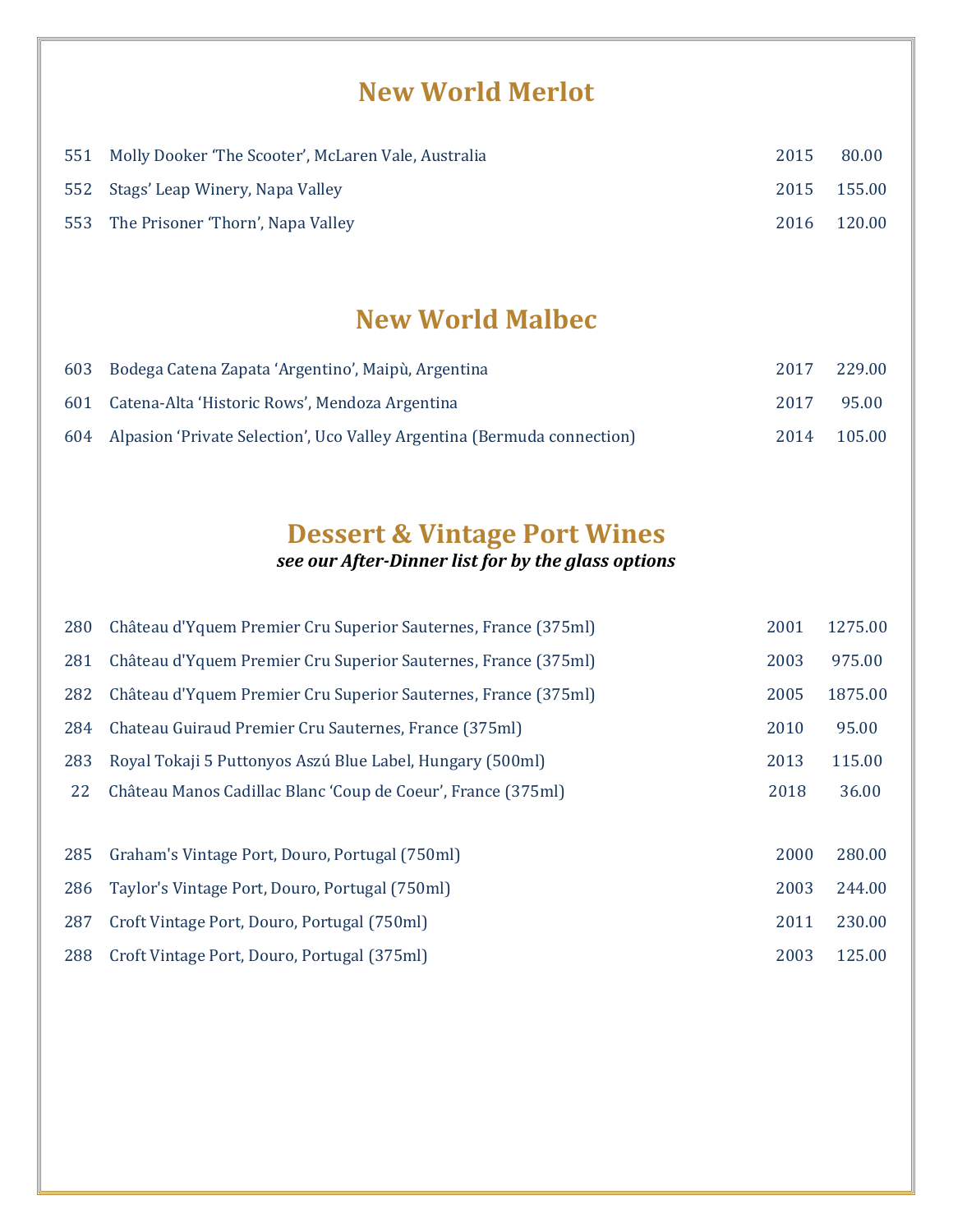## New World Merlot

| | | | |
|---|---|---|---|
| 551 | Molly Dooker 'The Scooter', McLaren Vale, Australia | 2015 | 80.00 |
| 552 | Stags' Leap Winery, Napa Valley | 2015 | 155.00 |
| 553 | The Prisoner 'Thorn', Napa Valley | 2016 | 120.00 |

## New World Malbec

| | | | |
|---|---|---|---|
| 603 | Bodega Catena Zapata 'Argentino', Maipù, Argentina | 2017 | 229.00 |
| 601 | Catena-Alta 'Historic Rows', Mendoza Argentina | 2017 | 95.00 |
| 604 | Alpasion 'Private Selection', Uco Valley Argentina (Bermuda connection) | 2014 | 105.00 |

## Dessert & Vintage Port Wines

***see our After-Dinner list for by the glass options***

| | | | |
|---|---|---|---|
| 280 | Château d'Yquem Premier Cru Superior Sauternes, France (375ml) | 2001 | 1275.00 |
| 281 | Château d'Yquem Premier Cru Superior Sauternes, France (375ml) | 2003 | 975.00 |
| 282 | Château d'Yquem Premier Cru Superior Sauternes, France (375ml) | 2005 | 1875.00 |
| 284 | Chateau Guiraud Premier Cru Sauternes, France (375ml) | 2010 | 95.00 |
| 283 | Royal Tokaji 5 Puttonyos Aszú Blue Label, Hungary (500ml) | 2013 | 115.00 |
| 22 | Château Manos Cadillac Blanc 'Coup de Coeur', France (375ml) | 2018 | 36.00 |

| | | | |
|---|---|---|---|
| 285 | Graham's Vintage Port, Douro, Portugal (750ml) | 2000 | 280.00 |
| 286 | Taylor's Vintage Port, Douro, Portugal (750ml) | 2003 | 244.00 |
| 287 | Croft Vintage Port, Douro, Portugal (750ml) | 2011 | 230.00 |
| 288 | Croft Vintage Port, Douro, Portugal (375ml) | 2003 | 125.00 |